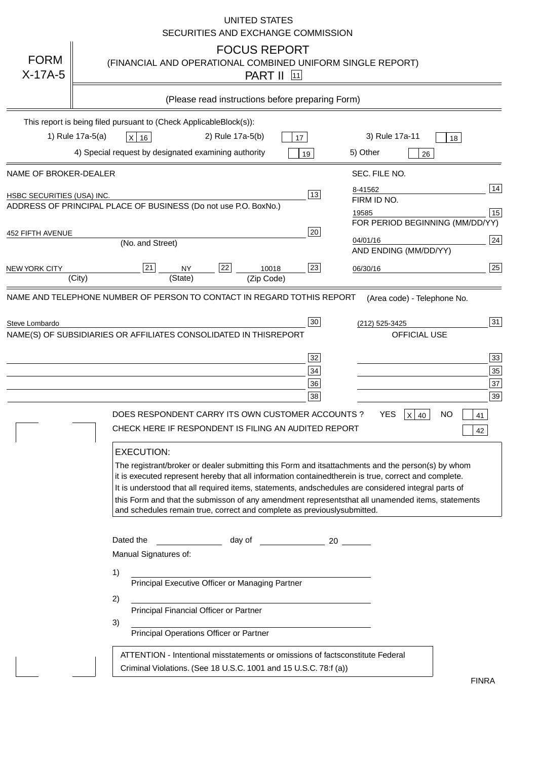UNITED STATES
SECURITIES AND EXCHANGE COMMISSION

# FORM X-17A-5

## FOCUS REPORT
(FINANCIAL AND OPERATIONAL COMBINED UNIFORM SINGLE REPORT)
PART II [11]

(Please read instructions before preparing Form)

This report is being filed pursuant to (Check ApplicableBlock(s)):

1) Rule 17a-5(a) [X] 16    2) Rule 17a-5(b) [ ] 17    3) Rule 17a-11 [ ] 18

4) Special request by designated examining authority [ ] 19    5) Other [ ] 26

| NAME OF BROKER-DEALER | | SEC. FILE NO. | |
|---|---|---|---|
| HSBC SECURITIES (USA) INC. | 13 | 8-41562 | 14 |
| ADDRESS OF PRINCIPAL PLACE OF BUSINESS (Do not use P.O. BoxNo.) | | FIRM ID NO. | |
| | | 19585 | 15 |
| 452 FIFTH AVENUE | 20 | FOR PERIOD BEGINNING (MM/DD/YY) | |
| (No. and Street) | | 04/01/16 | 24 |
| | | AND ENDING (MM/DD/YY) | |
| NEW YORK CITY [21] NY [22] 10018 | 23 | 06/30/16 | 25 |
| (City) (State) (Zip Code) | | | |

| NAME AND TELEPHONE NUMBER OF PERSON TO CONTACT IN REGARD TOTHIS REPORT | | (Area code) - Telephone No. | |
|---|---|---|---|
| Steve Lombardo | 30 | (212) 525-3425 | 31 |
| NAME(S) OF SUBSIDIARIES OR AFFILIATES CONSOLIDATED IN THISREPORT | | OFFICIAL USE | |
| | 32 | | 33 |
| | 34 | | 35 |
| | 36 | | 37 |
| | 38 | | 39 |

DOES RESPONDENT CARRY ITS OWN CUSTOMER ACCOUNTS ? YES [X] 40 NO [ ] 41

CHECK HERE IF RESPONDENT IS FILING AN AUDITED REPORT [ ] 42

**EXECUTION:**

The registrant/broker or dealer submitting this Form and itsattachments and the person(s) by whom it is executed represent hereby that all information containedtherein is true, correct and complete. It is understood that all required items, statements, andschedules are considered integral parts of this Form and that the submisson of any amendment representsthat all unamended items, statements and schedules remain true, correct and complete as previouslysubmitted.

Dated the ______ day of ______ 20 ____

Manual Signatures of:

1) ______________________
Principal Executive Officer or Managing Partner

2) ______________________
Principal Financial Officer or Partner

3) ______________________
Principal Operations Officer or Partner

ATTENTION - Intentional misstatements or omissions of factsconstitute Federal Criminal Violations. (See 18 U.S.C. 1001 and 15 U.S.C. 78:f (a))

FINRA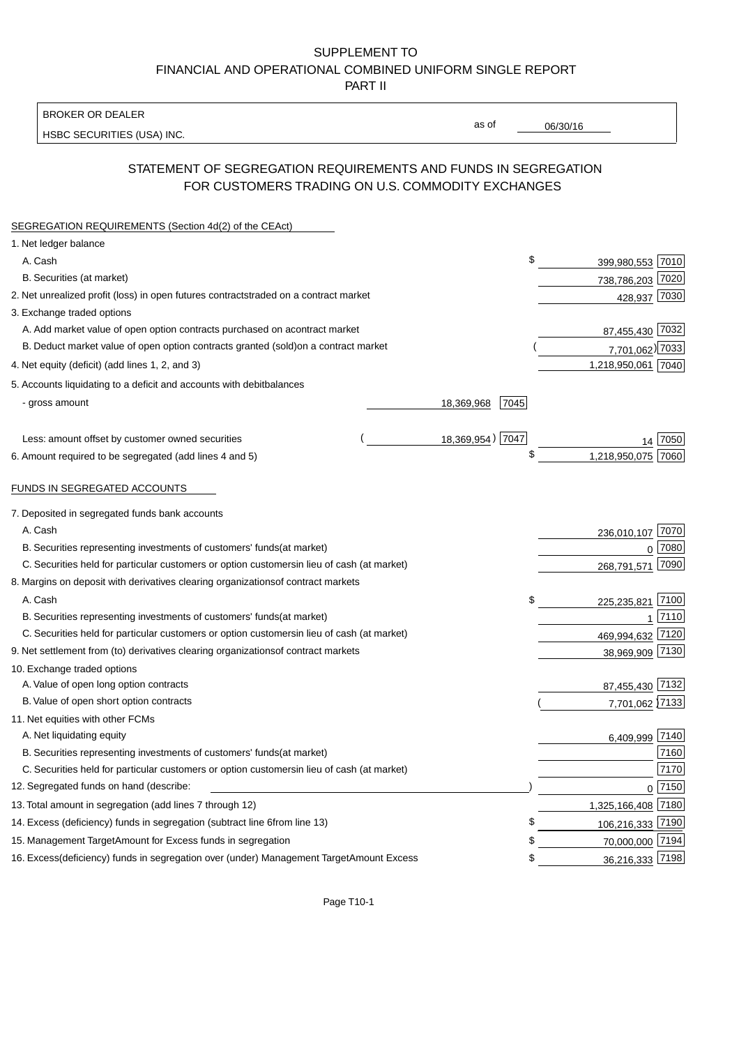SUPPLEMENT TO
FINANCIAL AND OPERATIONAL COMBINED UNIFORM SINGLE REPORT
PART II

BROKER OR DEALER

HSBC SECURITIES (USA) INC.

as of 06/30/16

## STATEMENT OF SEGREGATION REQUIREMENTS AND FUNDS IN SEGREGATION FOR CUSTOMERS TRADING ON U.S. COMMODITY EXCHANGES

SEGREGATION REQUIREMENTS (Section 4d(2) of the CEAct)

| Item | | | Amount | Code |
|---|---|---|---|---|
| 1. Net ledger balance | | | | |
| A. Cash | | | $ 399,980,553 | 7010 |
| B. Securities (at market) | | | 738,786,203 | 7020 |
| 2. Net unrealized profit (loss) in open futures contracts traded on a contract market | | | 428,937 | 7030 |
| 3. Exchange traded options | | | | |
| A. Add market value of open option contracts purchased on a contract market | | | 87,455,430 | 7032 |
| B. Deduct market value of open option contracts granted (sold) on a contract market | | | (7,701,062) | 7033 |
| 4. Net equity (deficit) (add lines 1, 2, and 3) | | | 1,218,950,061 | 7040 |
| 5. Accounts liquidating to a deficit and accounts with debit balances | | | | |
| - gross amount | 18,369,968 | 7045 | | |
| Less: amount offset by customer owned securities | (18,369,954) | 7047 | 14 | 7050 |
| 6. Amount required to be segregated (add lines 4 and 5) | | | $ 1,218,950,075 | 7060 |

FUNDS IN SEGREGATED ACCOUNTS

| Item | Amount | Code |
|---|---|---|
| 7. Deposited in segregated funds bank accounts | | |
| A. Cash | 236,010,107 | 7070 |
| B. Securities representing investments of customers' funds (at market) | 0 | 7080 |
| C. Securities held for particular customers or option customers in lieu of cash (at market) | 268,791,571 | 7090 |
| 8. Margins on deposit with derivatives clearing organizations of contract markets | | |
| A. Cash | $ 225,235,821 | 7100 |
| B. Securities representing investments of customers' funds (at market) | 1 | 7110 |
| C. Securities held for particular customers or option customers in lieu of cash (at market) | 469,994,632 | 7120 |
| 9. Net settlement from (to) derivatives clearing organizations of contract markets | 38,969,909 | 7130 |
| 10. Exchange traded options | | |
| A. Value of open long option contracts | 87,455,430 | 7132 |
| B. Value of open short option contracts | (7,701,062) | 7133 |
| 11. Net equities with other FCMs | | |
| A. Net liquidating equity | 6,409,999 | 7140 |
| B. Securities representing investments of customers' funds (at market) | | 7160 |
| C. Securities held for particular customers or option customers in lieu of cash (at market) | | 7170 |
| 12. Segregated funds on hand (describe: ) | 0 | 7150 |
| 13. Total amount in segregation (add lines 7 through 12) | 1,325,166,408 | 7180 |
| 14. Excess (deficiency) funds in segregation (subtract line 6 from line 13) | $ 106,216,333 | 7190 |
| 15. Management Target Amount for Excess funds in segregation | $ 70,000,000 | 7194 |
| 16. Excess (deficiency) funds in segregation over (under) Management Target Amount Excess | $ 36,216,333 | 7198 |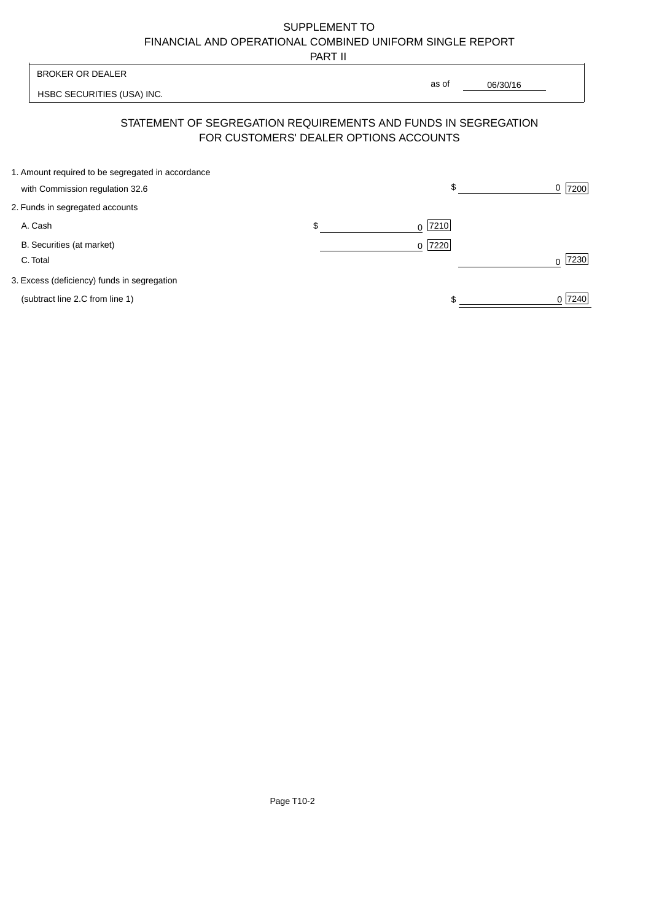SUPPLEMENT TO
FINANCIAL AND OPERATIONAL COMBINED UNIFORM SINGLE REPORT
PART II

| BROKER OR DEALER | | |
|---|---|---|
| HSBC SECURITIES (USA) INC. | as of | 06/30/16 |

## STATEMENT OF SEGREGATION REQUIREMENTS AND FUNDS IN SEGREGATION FOR CUSTOMERS' DEALER OPTIONS ACCOUNTS

| | | |
|---|---|---|
| 1. Amount required to be segregated in accordance with Commission regulation 32.6 | | $ 0 [7200] |
| 2. Funds in segregated accounts | | |
| A. Cash | $ 0 [7210] | |
| B. Securities (at market) | 0 [7220] | |
| C. Total | | 0 [7230] |
| 3. Excess (deficiency) funds in segregation (subtract line 2.C from line 1) | | $ 0 [7240] |

Page T10-2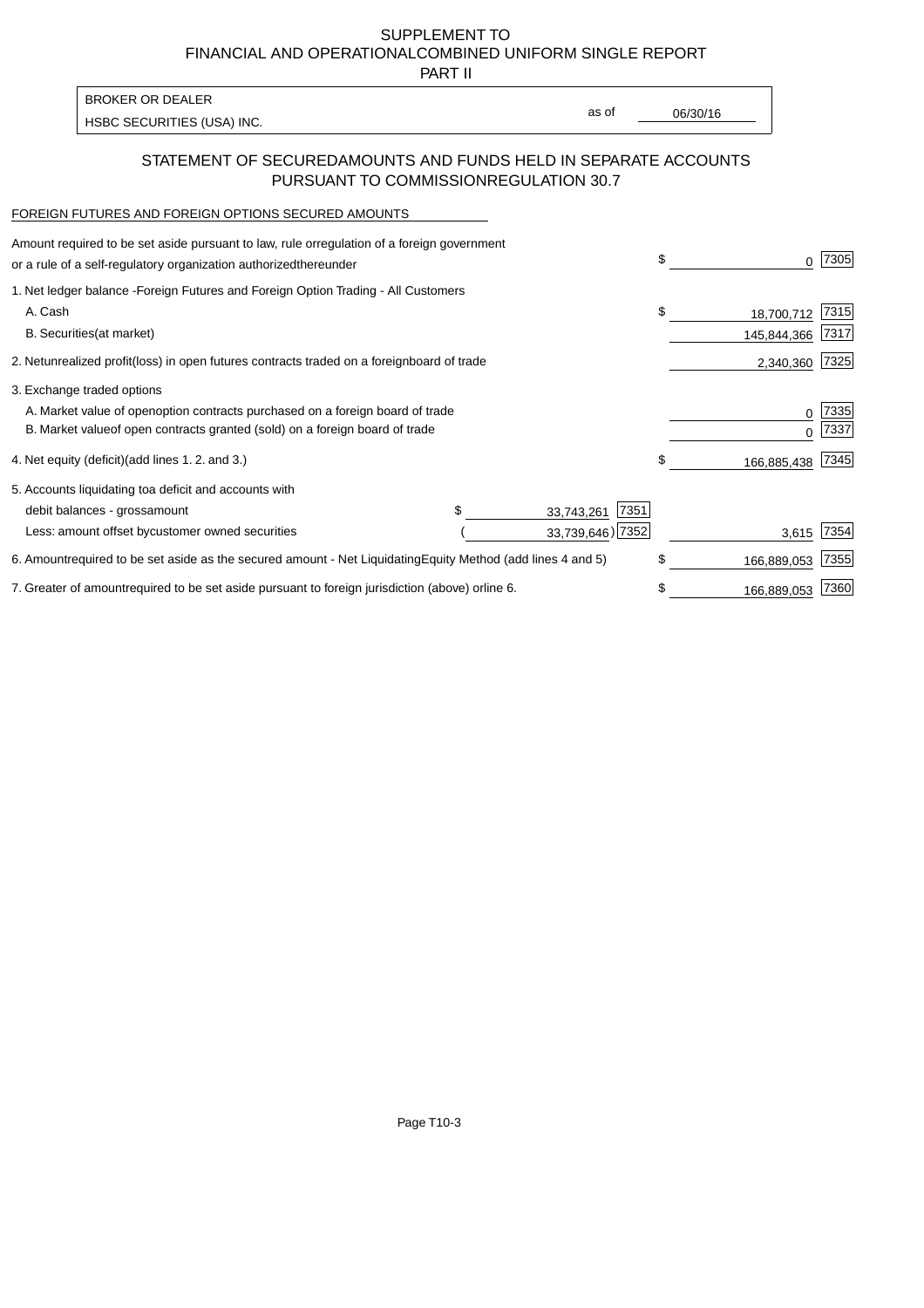SUPPLEMENT TO
FINANCIAL AND OPERATIONAL COMBINED UNIFORM SINGLE REPORT
PART II

BROKER OR DEALER
HSBC SECURITIES (USA) INC.

as of 06/30/16

## STATEMENT OF SECURED AMOUNTS AND FUNDS HELD IN SEPARATE ACCOUNTS PURSUANT TO COMMISSION REGULATION 30.7

FOREIGN FUTURES AND FOREIGN OPTIONS SECURED AMOUNTS

| | | | | |
|---|---|---|---|---|
| Amount required to be set aside pursuant to law, rule or regulation of a foreign government or a rule of a self-regulatory organization authorized thereunder | | | $ 0 | 7305 |
| 1. Net ledger balance - Foreign Futures and Foreign Option Trading - All Customers | | | | |
| A. Cash | | | $ 18,700,712 | 7315 |
| B. Securities (at market) | | | 145,844,366 | 7317 |
| 2. Net unrealized profit (loss) in open futures contracts traded on a foreign board of trade | | | 2,340,360 | 7325 |
| 3. Exchange traded options | | | | |
| A. Market value of open option contracts purchased on a foreign board of trade | | | 0 | 7335 |
| B. Market value of open contracts granted (sold) on a foreign board of trade | | | 0 | 7337 |
| 4. Net equity (deficit) (add lines 1. 2. and 3.) | | | $ 166,885,438 | 7345 |
| 5. Accounts liquidating to a deficit and accounts with debit balances - gross amount | $ 33,743,261 | 7351 | | |
| Less: amount offset by customer owned securities | ( 33,739,646) | 7352 | 3,615 | 7354 |
| 6. Amount required to be set aside as the secured amount - Net Liquidating Equity Method (add lines 4 and 5) | | | $ 166,889,053 | 7355 |
| 7. Greater of amount required to be set aside pursuant to foreign jurisdiction (above) or line 6. | | | $ 166,889,053 | 7360 |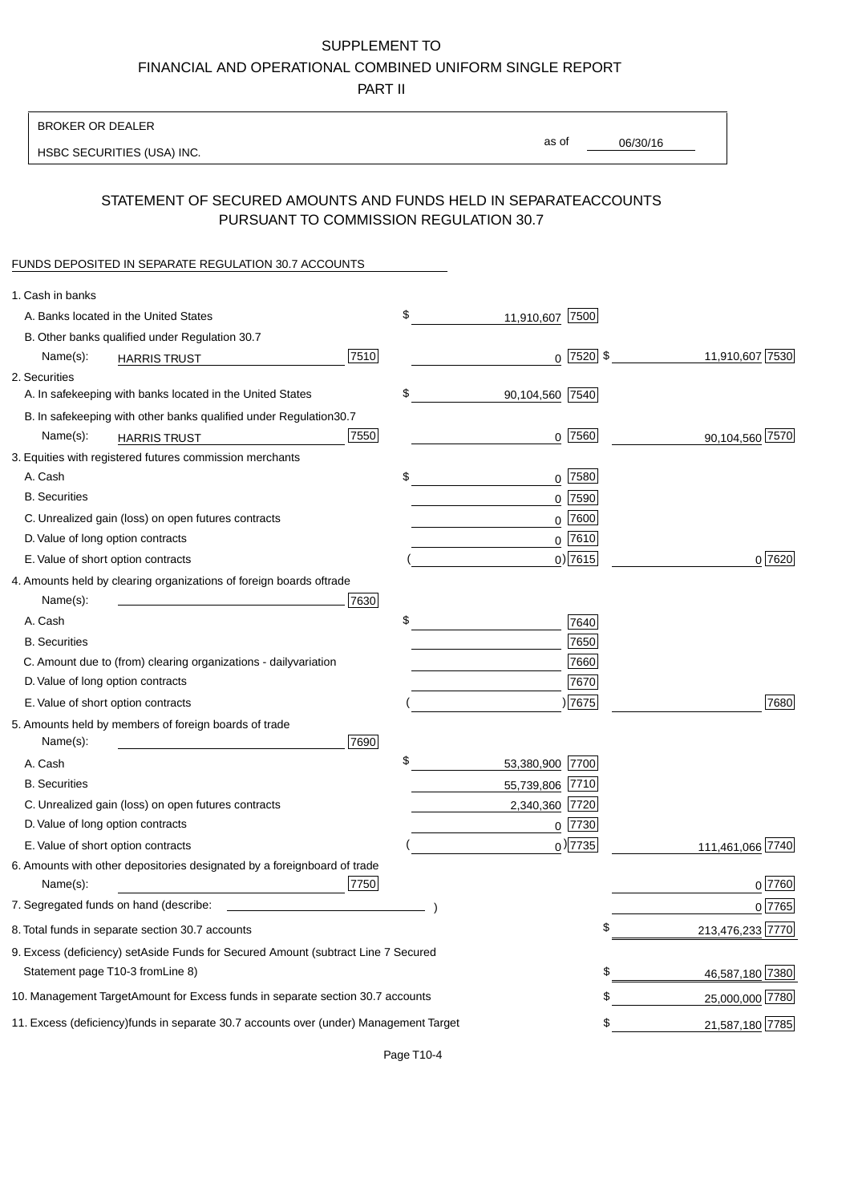SUPPLEMENT TO

FINANCIAL AND OPERATIONAL COMBINED UNIFORM SINGLE REPORT

PART II

BROKER OR DEALER

HSBC SECURITIES (USA) INC.

as of 06/30/16

## STATEMENT OF SECURED AMOUNTS AND FUNDS HELD IN SEPARATEACCOUNTS PURSUANT TO COMMISSION REGULATION 30.7

FUNDS DEPOSITED IN SEPARATE REGULATION 30.7 ACCOUNTS

| | | | |
|---|---|---|---|
| 1. Cash in banks | | | |
| A. Banks located in the United States | | $ 11,910,607 [7500] | |
| B. Other banks qualified under Regulation 30.7 | | | |
| Name(s): HARRIS TRUST | [7510] | 0 [7520] | $ 11,910,607 [7530] |
| 2. Securities | | | |
| A. In safekeeping with banks located in the United States | | $ 90,104,560 [7540] | |
| B. In safekeeping with other banks qualified under Regulation30.7 | | | |
| Name(s): HARRIS TRUST | [7550] | 0 [7560] | 90,104,560 [7570] |
| 3. Equities with registered futures commission merchants | | | |
| A. Cash | | $ 0 [7580] | |
| B. Securities | | 0 [7590] | |
| C. Unrealized gain (loss) on open futures contracts | | 0 [7600] | |
| D. Value of long option contracts | | 0 [7610] | |
| E. Value of short option contracts | | ( 0) [7615] | 0 [7620] |
| 4. Amounts held by clearing organizations of foreign boards oftrade | | | |
| Name(s): | [7630] | | |
| A. Cash | | $ [7640] | |
| B. Securities | | [7650] | |
| C. Amount due to (from) clearing organizations - dailyvariation | | [7660] | |
| D. Value of long option contracts | | [7670] | |
| E. Value of short option contracts | | ( ) [7675] | [7680] |
| 5. Amounts held by members of foreign boards of trade | | | |
| Name(s): | [7690] | | |
| A. Cash | | $ 53,380,900 [7700] | |
| B. Securities | | 55,739,806 [7710] | |
| C. Unrealized gain (loss) on open futures contracts | | 2,340,360 [7720] | |
| D. Value of long option contracts | | 0 [7730] | |
| E. Value of short option contracts | | ( 0) [7735] | 111,461,066 [7740] |
| 6. Amounts with other depositories designated by a foreignboard of trade | | | |
| Name(s): | [7750] | | 0 [7760] |
| 7. Segregated funds on hand (describe: ) | | | 0 [7765] |
| 8. Total funds in separate section 30.7 accounts | | | $ 213,476,233 [7770] |
| 9. Excess (deficiency) setAside Funds for Secured Amount (subtract Line 7 Secured Statement page T10-3 fromLine 8) | | | $ 46,587,180 [7380] |
| 10. Management TargetAmount for Excess funds in separate section 30.7 accounts | | | $ 25,000,000 [7780] |
| 11. Excess (deficiency)funds in separate 30.7 accounts over (under) Management Target | | | $ 21,587,180 [7785] |

Page T10-4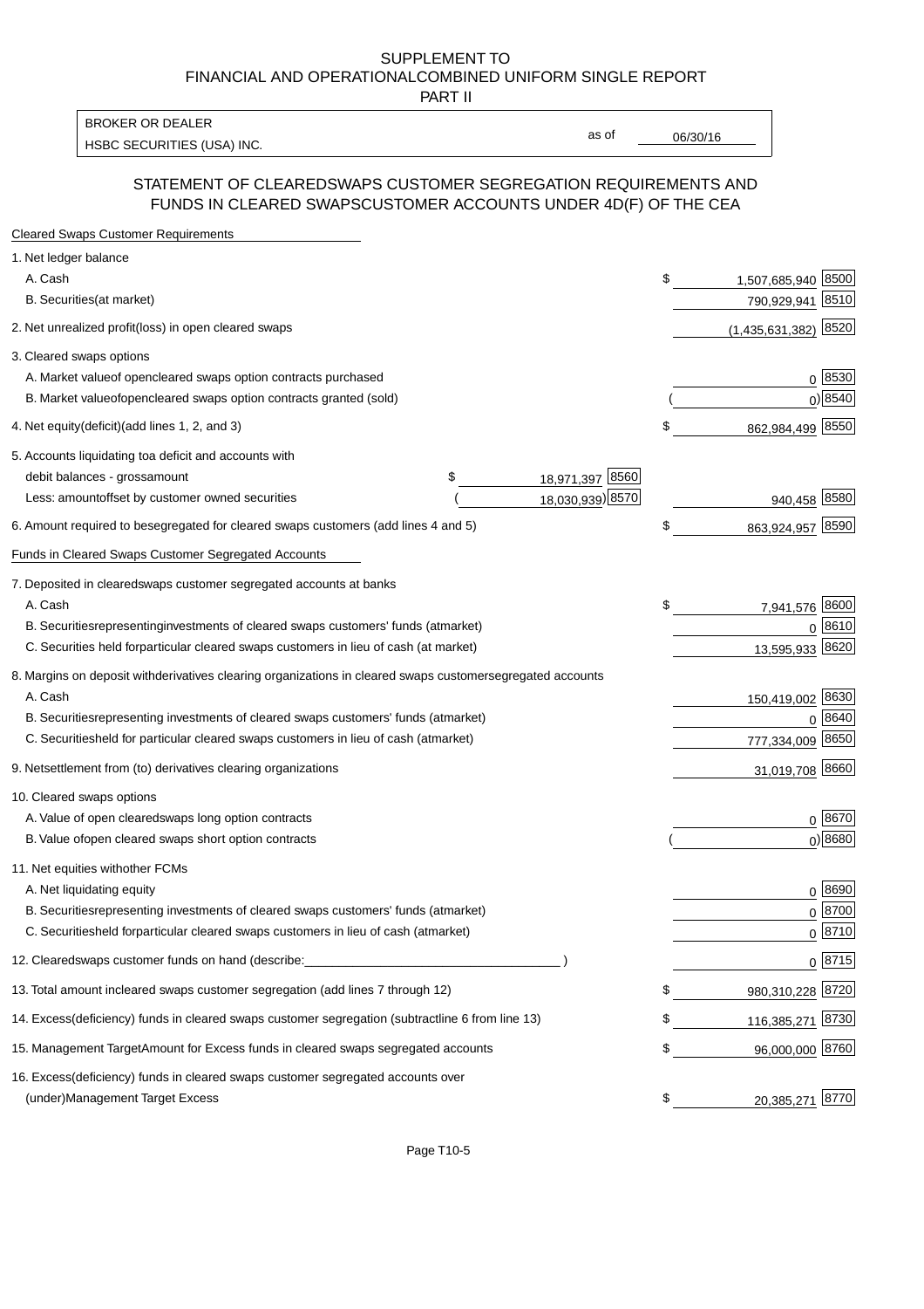SUPPLEMENT TO
FINANCIAL AND OPERATIONALCOMBINED UNIFORM SINGLE REPORT
PART II

BROKER OR DEALER
HSBC SECURITIES (USA) INC.

as of 06/30/16

## STATEMENT OF CLEAREDSWAPS CUSTOMER SEGREGATION REQUIREMENTS AND FUNDS IN CLEARED SWAPSCUSTOMER ACCOUNTS UNDER 4D(F) OF THE CEA

**Cleared Swaps Customer Requirements**

| | | | | |
|---|---|---|---|---|
| 1. Net ledger balance | | | | |
| A. Cash | | | $ 1,507,685,940 | 8500 |
| B. Securities(at market) | | | 790,929,941 | 8510 |
| 2. Net unrealized profit(loss) in open cleared swaps | | | (1,435,631,382) | 8520 |
| 3. Cleared swaps options | | | | |
| A. Market valueof opencleared swaps option contracts purchased | | | 0 | 8530 |
| B. Market valueofopencleared swaps option contracts granted (sold) | | | ( 0) | 8540 |
| 4. Net equity(deficit)(add lines 1, 2, and 3) | | | $ 862,984,499 | 8550 |
| 5. Accounts liquidating toa deficit and accounts with debit balances - grossamount | $ 18,971,397 | 8560 | | |
| Less: amountoffset by customer owned securities | ( 18,030,939) | 8570 | 940,458 | 8580 |
| 6. Amount required to besegregated for cleared swaps customers (add lines 4 and 5) | | | $ 863,924,957 | 8590 |

**Funds in Cleared Swaps Customer Segregated Accounts**

| | | |
|---|---|---|
| 7. Deposited in clearedswaps customer segregated accounts at banks | | |
| A. Cash | $ 7,941,576 | 8600 |
| B. Securitiesrepresentinginvestments of cleared swaps customers' funds (atmarket) | 0 | 8610 |
| C. Securities held forparticular cleared swaps customers in lieu of cash (at market) | 13,595,933 | 8620 |
| 8. Margins on deposit withderivatives clearing organizations in cleared swaps customersegregated accounts | | |
| A. Cash | 150,419,002 | 8630 |
| B. Securitiesrepresenting investments of cleared swaps customers' funds (atmarket) | 0 | 8640 |
| C. Securitiesheld for particular cleared swaps customers in lieu of cash (atmarket) | 777,334,009 | 8650 |
| 9. Netsettlement from (to) derivatives clearing organizations | 31,019,708 | 8660 |
| 10. Cleared swaps options | | |
| A. Value of open clearedswaps long option contracts | 0 | 8670 |
| B. Value ofopen cleared swaps short option contracts | ( 0) | 8680 |
| 11. Net equities withother FCMs | | |
| A. Net liquidating equity | 0 | 8690 |
| B. Securitiesrepresenting investments of cleared swaps customers' funds (atmarket) | 0 | 8700 |
| C. Securitiesheld forparticular cleared swaps customers in lieu of cash (atmarket) | 0 | 8710 |
| 12. Clearedswaps customer funds on hand (describe:_______________ ) | 0 | 8715 |
| 13. Total amount incleared swaps customer segregation (add lines 7 through 12) | $ 980,310,228 | 8720 |
| 14. Excess(deficiency) funds in cleared swaps customer segregation (subtractline 6 from line 13) | $ 116,385,271 | 8730 |
| 15. Management TargetAmount for Excess funds in cleared swaps segregated accounts | $ 96,000,000 | 8760 |
| 16. Excess(deficiency) funds in cleared swaps customer segregated accounts over (under)Management Target Excess | $ 20,385,271 | 8770 |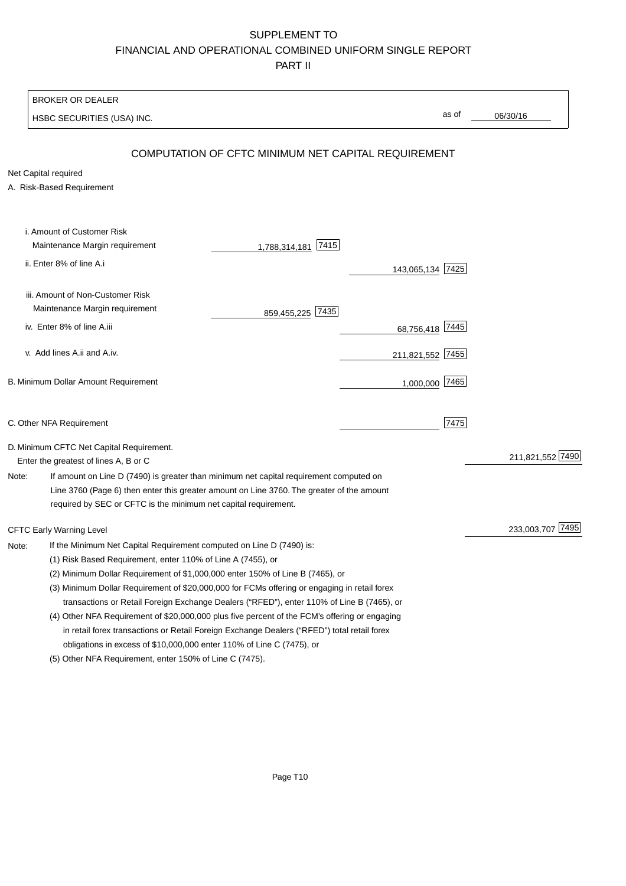# SUPPLEMENT TO
# FINANCIAL AND OPERATIONAL COMBINED UNIFORM SINGLE REPORT
# PART II

BROKER OR DEALER

HSBC SECURITIES (USA) INC. as of 06/30/16

## COMPUTATION OF CFTC MINIMUM NET CAPITAL REQUIREMENT

Net Capital required

A. Risk-Based Requirement

| | | | |
|---|---|---|---|
| i. Amount of Customer Risk Maintenance Margin requirement | 1,788,314,181 [7415] | | |
| ii. Enter 8% of line A.i | | 143,065,134 [7425] | |
| iii. Amount of Non-Customer Risk Maintenance Margin requirement | 859,455,225 [7435] | | |
| iv. Enter 8% of line A.iii | | 68,756,418 [7445] | |
| v. Add lines A.ii and A.iv. | | 211,821,552 [7455] | |
| B. Minimum Dollar Amount Requirement | | 1,000,000 [7465] | |
| C. Other NFA Requirement | | [7475] | |
| D. Minimum CFTC Net Capital Requirement. Enter the greatest of lines A, B or C | | | 211,821,552 [7490] |

Note: If amount on Line D (7490) is greater than minimum net capital requirement computed on Line 3760 (Page 6) then enter this greater amount on Line 3760. The greater of the amount required by SEC or CFTC is the minimum net capital requirement.

CFTC Early Warning Level 233,003,707 [7495]

Note: If the Minimum Net Capital Requirement computed on Line D (7490) is:

(1) Risk Based Requirement, enter 110% of Line A (7455), or

(2) Minimum Dollar Requirement of $1,000,000 enter 150% of Line B (7465), or

(3) Minimum Dollar Requirement of $20,000,000 for FCMs offering or engaging in retail forex transactions or Retail Foreign Exchange Dealers ("RFED"), enter 110% of Line B (7465), or

(4) Other NFA Requirement of $20,000,000 plus five percent of the FCM's offering or engaging in retail forex transactions or Retail Foreign Exchange Dealers ("RFED") total retail forex obligations in excess of $10,000,000 enter 110% of Line C (7475), or

(5) Other NFA Requirement, enter 150% of Line C (7475).